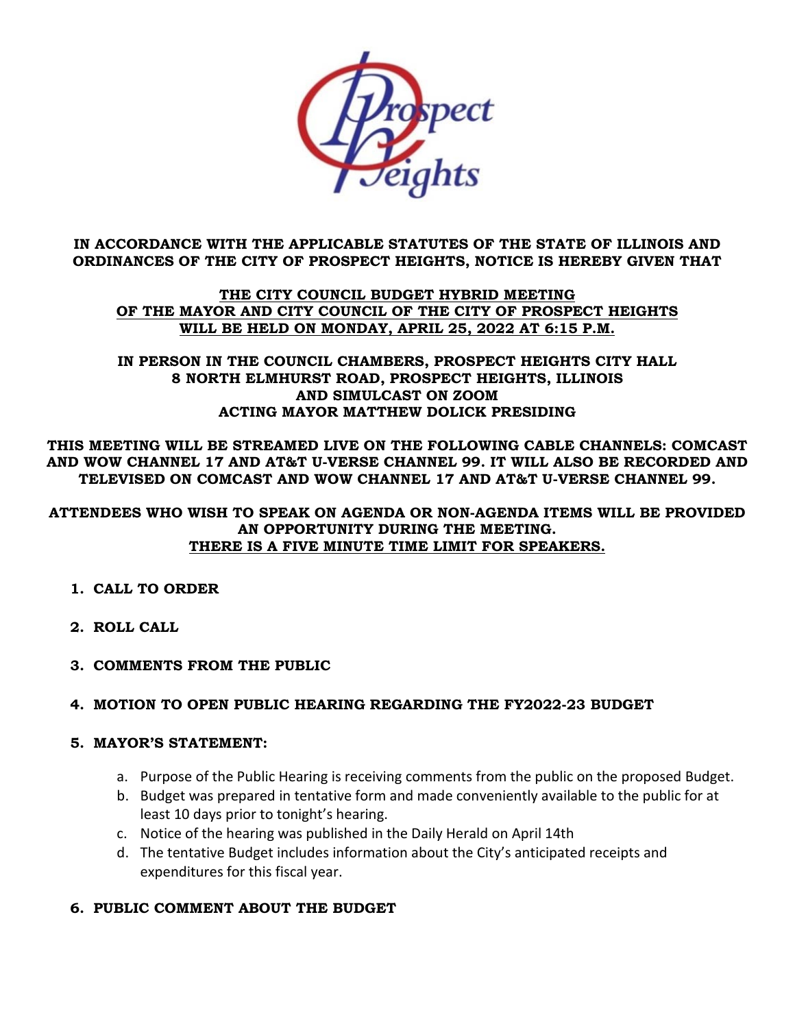**IN ACCORDANCE WITH THE APPLICABLE STATUTES OF THE STATE OF ILLINOIS AND ORDINANCES OF THE CITY OF PROSPECT HEIGHTS, NOTICE IS HEREBY GIVEN THAT**

**THE CITY COUNCIL BUDGET HYBRID MEETING OF THE MAYOR AND CITY COUNCIL OF THE CITY OF PROSPECT HEIGHTS WILL BE HELD ON MONDAY, APRIL 25, 2022 AT 6:15 P.M.**

**IN PERSON IN THE COUNCIL CHAMBERS, PROSPECT HEIGHTS CITY HALL
8 NORTH ELMHURST ROAD, PROSPECT HEIGHTS, ILLINOIS
AND SIMULCAST ON ZOOM
ACTING MAYOR MATTHEW DOLICK PRESIDING**

**THIS MEETING WILL BE STREAMED LIVE ON THE FOLLOWING CABLE CHANNELS: COMCAST AND WOW CHANNEL 17 AND AT&T U-VERSE CHANNEL 99. IT WILL ALSO BE RECORDED AND TELEVISED ON COMCAST AND WOW CHANNEL 17 AND AT&T U-VERSE CHANNEL 99.**

**ATTENDEES WHO WISH TO SPEAK ON AGENDA OR NON-AGENDA ITEMS WILL BE PROVIDED AN OPPORTUNITY DURING THE MEETING.**
**THERE IS A FIVE MINUTE TIME LIMIT FOR SPEAKERS.**

1. **CALL TO ORDER**
2. **ROLL CALL**
3. **COMMENTS FROM THE PUBLIC**
4. **MOTION TO OPEN PUBLIC HEARING REGARDING THE FY2022-23 BUDGET**
5. **MAYOR'S STATEMENT:**
   a. Purpose of the Public Hearing is receiving comments from the public on the proposed Budget.
   b. Budget was prepared in tentative form and made conveniently available to the public for at least 10 days prior to tonight's hearing.
   c. Notice of the hearing was published in the Daily Herald on April 14th
   d. The tentative Budget includes information about the City's anticipated receipts and expenditures for this fiscal year.
6. **PUBLIC COMMENT ABOUT THE BUDGET**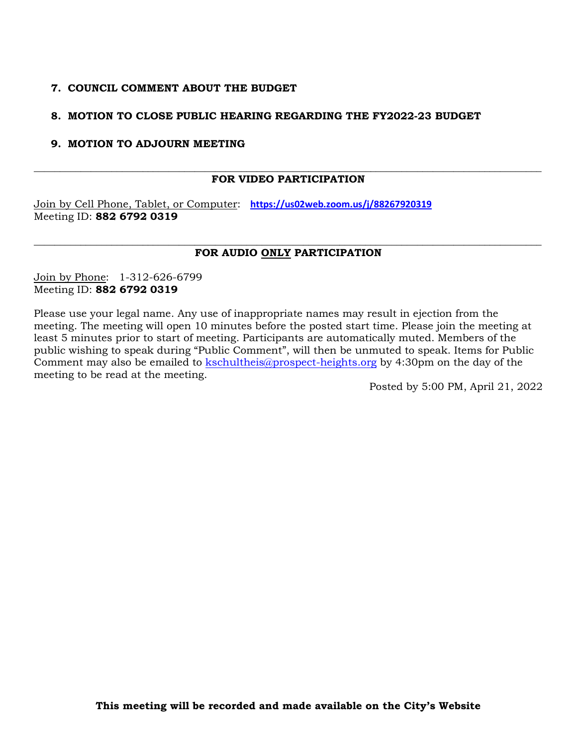7. **COUNCIL COMMENT ABOUT THE BUDGET**

8. **MOTION TO CLOSE PUBLIC HEARING REGARDING THE FY2022-23 BUDGET**

9. **MOTION TO ADJOURN MEETING**

---

**FOR VIDEO PARTICIPATION**

Join by Cell Phone, Tablet, or Computer: **https://us02web.zoom.us/j/88267920319**
Meeting ID: **882 6792 0319**

---

**FOR AUDIO ONLY PARTICIPATION**

Join by Phone: 1-312-626-6799
Meeting ID: **882 6792 0319**

Please use your legal name. Any use of inappropriate names may result in ejection from the meeting. The meeting will open 10 minutes before the posted start time. Please join the meeting at least 5 minutes prior to start of meeting. Participants are automatically muted. Members of the public wishing to speak during "Public Comment", will then be unmuted to speak. Items for Public Comment may also be emailed to kschultheis@prospect-heights.org by 4:30pm on the day of the meeting to be read at the meeting.

Posted by 5:00 PM, April 21, 2022

**This meeting will be recorded and made available on the City's Website**